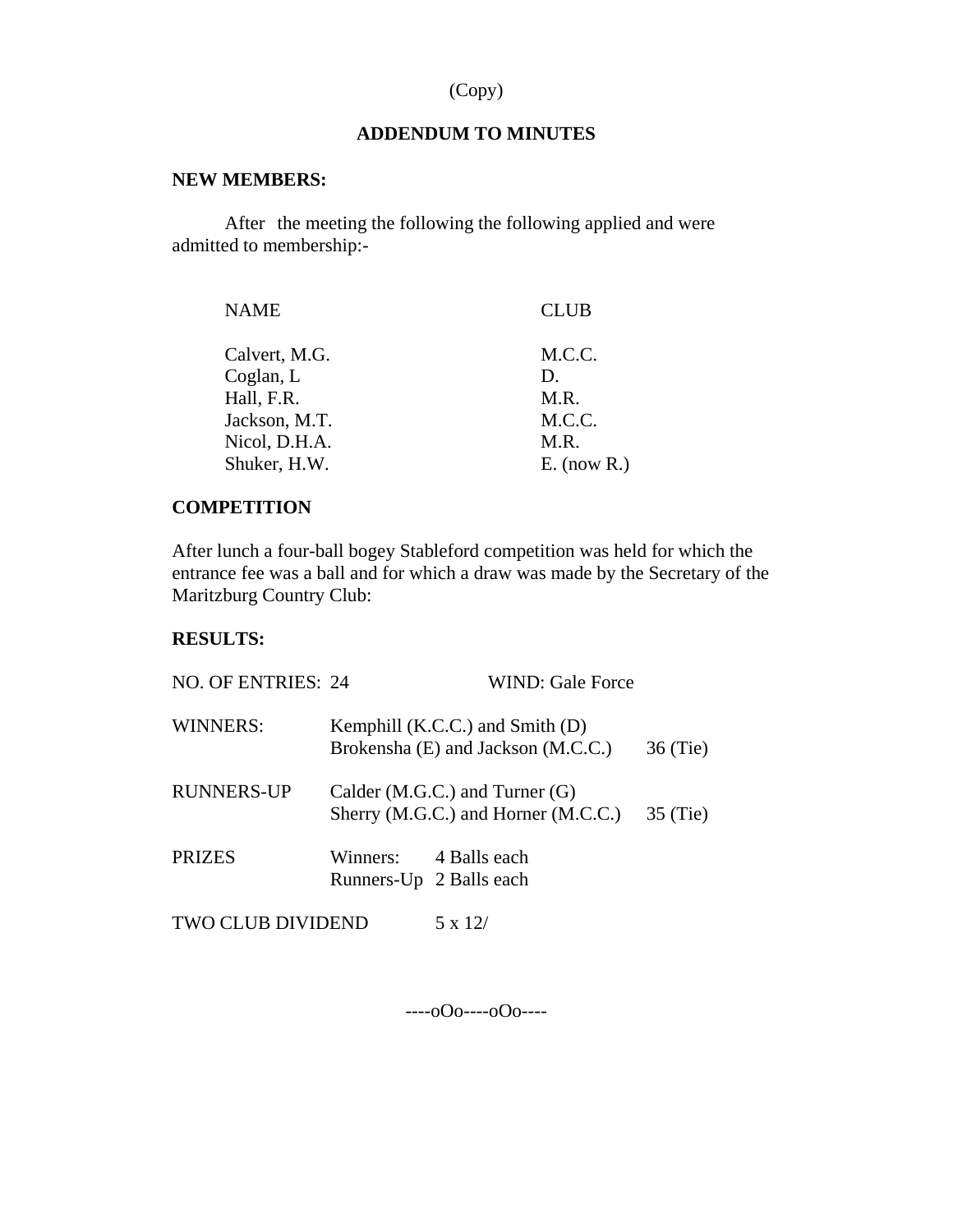(Copy)

## ADDENDUM TO MINUTES

**NEW MEMBERS:**

After the meeting the following the following applied and were admitted to membership:-

| NAME | CLUB |
|---|---|
| Calvert, M.G. | M.C.C. |
| Coglan, L | D. |
| Hall, F.R. | M.R. |
| Jackson, M.T. | M.C.C. |
| Nicol, D.H.A. | M.R. |
| Shuker, H.W. | E. (now R.) |

**COMPETITION**

After lunch a four-ball bogey Stableford competition was held for which the entrance fee was a ball and for which a draw was made by the Secretary of the Maritzburg Country Club:

**RESULTS:**

NO. OF ENTRIES: 24 WIND: Gale Force

| | | |
|---|---|---|
| WINNERS: | Kemphill (K.C.C.) and Smith (D)<br>Brokensha (E) and Jackson (M.C.C.) | 36 (Tie) |
| RUNNERS-UP | Calder (M.G.C.) and Turner (G)<br>Sherry (M.G.C.) and Horner (M.C.C.) | 35 (Tie) |
| PRIZES | Winners: 4 Balls each<br>Runners-Up 2 Balls each | |

TWO CLUB DIVIDEND 5 x 12/

----oOo----oOo----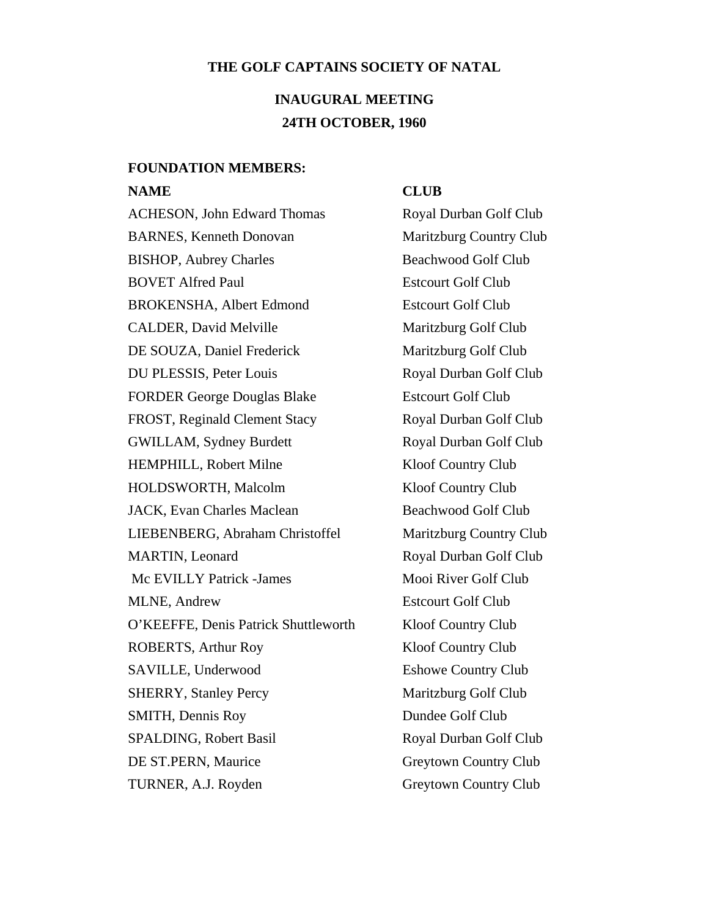**THE GOLF CAPTAINS SOCIETY OF NATAL**

**INAUGURAL MEETING**
**24TH OCTOBER, 1960**

**FOUNDATION MEMBERS:**

| **NAME** | **CLUB** |
|---|---|
| ACHESON, John Edward Thomas | Royal Durban Golf Club |
| BARNES, Kenneth Donovan | Maritzburg Country Club |
| BISHOP, Aubrey Charles | Beachwood Golf Club |
| BOVET Alfred Paul | Estcourt Golf Club |
| BROKENSHA, Albert Edmond | Estcourt Golf Club |
| CALDER, David Melville | Maritzburg Golf Club |
| DE SOUZA, Daniel Frederick | Maritzburg Golf Club |
| DU PLESSIS, Peter Louis | Royal Durban Golf Club |
| FORDER George Douglas Blake | Estcourt Golf Club |
| FROST, Reginald Clement Stacy | Royal Durban Golf Club |
| GWILLAM, Sydney Burdett | Royal Durban Golf Club |
| HEMPHILL, Robert Milne | Kloof Country Club |
| HOLDSWORTH, Malcolm | Kloof Country Club |
| JACK, Evan Charles Maclean | Beachwood Golf Club |
| LIEBENBERG, Abraham Christoffel | Maritzburg Country Club |
| MARTIN, Leonard | Royal Durban Golf Club |
| Mc EVILLY Patrick -James | Mooi River Golf Club |
| MLNE, Andrew | Estcourt Golf Club |
| O'KEEFFE, Denis Patrick Shuttleworth | Kloof Country Club |
| ROBERTS, Arthur Roy | Kloof Country Club |
| SAVILLE, Underwood | Eshowe Country Club |
| SHERRY, Stanley Percy | Maritzburg Golf Club |
| SMITH, Dennis Roy | Dundee Golf Club |
| SPALDING, Robert Basil | Royal Durban Golf Club |
| DE ST.PERN, Maurice | Greytown Country Club |
| TURNER, A.J. Royden | Greytown Country Club |